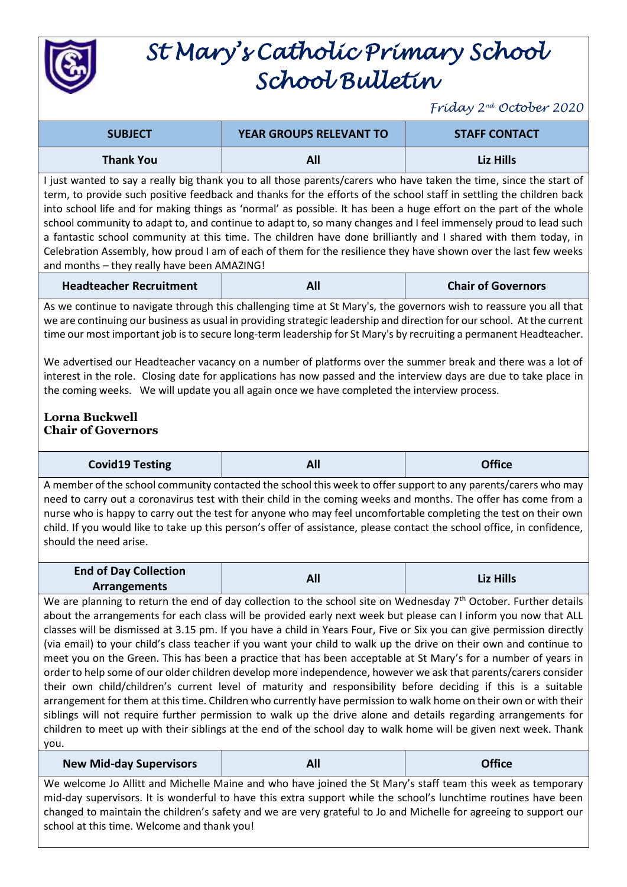# St Mary's Catholic Primary School
# School Bulletin

*Friday 2nd October 2020*

| SUBJECT | YEAR GROUPS RELEVANT TO | STAFF CONTACT |
| --- | --- | --- |
| **Thank You** | **All** | **Liz Hills** |

I just wanted to say a really big thank you to all those parents/carers who have taken the time, since the start of term, to provide such positive feedback and thanks for the efforts of the school staff in settling the children back into school life and for making things as 'normal' as possible. It has been a huge effort on the part of the whole school community to adapt to, and continue to adapt to, so many changes and I feel immensely proud to lead such a fantastic school community at this time. The children have done brilliantly and I shared with them today, in Celebration Assembly, how proud I am of each of them for the resilience they have shown over the last few weeks and months – they really have been AMAZING!

| **Headteacher Recruitment** | **All** | **Chair of Governors** |
| --- | --- | --- |

As we continue to navigate through this challenging time at St Mary's, the governors wish to reassure you all that we are continuing our business as usual in providing strategic leadership and direction for our school. At the current time our most important job is to secure long-term leadership for St Mary's by recruiting a permanent Headteacher.

We advertised our Headteacher vacancy on a number of platforms over the summer break and there was a lot of interest in the role. Closing date for applications has now passed and the interview days are due to take place in the coming weeks. We will update you all again once we have completed the interview process.

**Lorna Buckwell**
**Chair of Governors**

| **Covid19 Testing** | **All** | **Office** |
| --- | --- | --- |

A member of the school community contacted the school this week to offer support to any parents/carers who may need to carry out a coronavirus test with their child in the coming weeks and months. The offer has come from a nurse who is happy to carry out the test for anyone who may feel uncomfortable completing the test on their own child. If you would like to take up this person's offer of assistance, please contact the school office, in confidence, should the need arise.

| **End of Day Collection Arrangements** | **All** | **Liz Hills** |
| --- | --- | --- |

We are planning to return the end of day collection to the school site on Wednesday 7th October. Further details about the arrangements for each class will be provided early next week but please can I inform you now that ALL classes will be dismissed at 3.15 pm. If you have a child in Years Four, Five or Six you can give permission directly (via email) to your child's class teacher if you want your child to walk up the drive on their own and continue to meet you on the Green. This has been a practice that has been acceptable at St Mary's for a number of years in order to help some of our older children develop more independence, however we ask that parents/carers consider their own child/children's current level of maturity and responsibility before deciding if this is a suitable arrangement for them at this time. Children who currently have permission to walk home on their own or with their siblings will not require further permission to walk up the drive alone and details regarding arrangements for children to meet up with their siblings at the end of the school day to walk home will be given next week. Thank you.

| **New Mid-day Supervisors** | **All** | **Office** |
| --- | --- | --- |

We welcome Jo Allitt and Michelle Maine and who have joined the St Mary's staff team this week as temporary mid-day supervisors. It is wonderful to have this extra support while the school's lunchtime routines have been changed to maintain the children's safety and we are very grateful to Jo and Michelle for agreeing to support our school at this time. Welcome and thank you!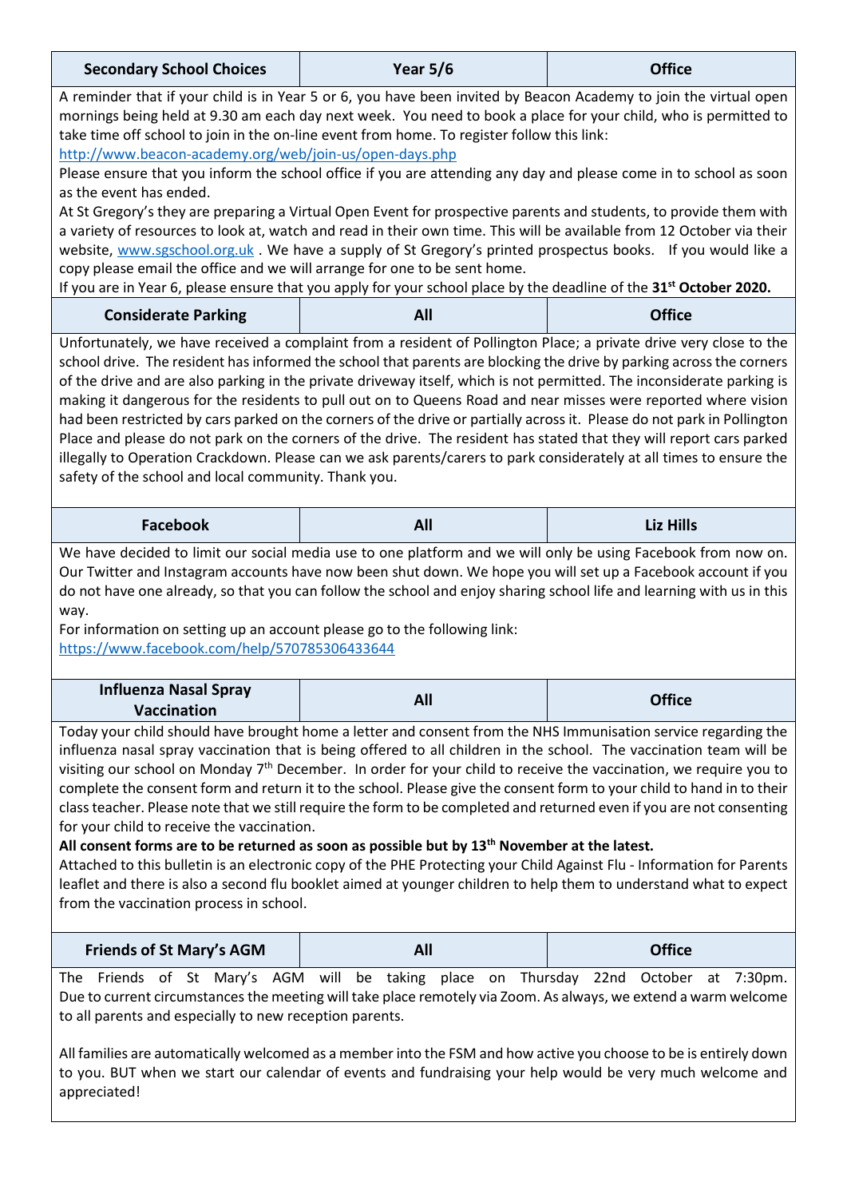| Secondary School Choices | Year 5/6 | Office |
|---|---|---|

A reminder that if your child is in Year 5 or 6, you have been invited by Beacon Academy to join the virtual open mornings being held at 9.30 am each day next week. You need to book a place for your child, who is permitted to take time off school to join in the on-line event from home. To register follow this link:
http://www.beacon-academy.org/web/join-us/open-days.php
Please ensure that you inform the school office if you are attending any day and please come in to school as soon as the event has ended.
At St Gregory's they are preparing a Virtual Open Event for prospective parents and students, to provide them with a variety of resources to look at, watch and read in their own time. This will be available from 12 October via their website, www.sgschool.org.uk . We have a supply of St Gregory's printed prospectus books. If you would like a copy please email the office and we will arrange for one to be sent home.
If you are in Year 6, please ensure that you apply for your school place by the deadline of the **31st October 2020.**

| Considerate Parking | All | Office |
|---|---|---|

Unfortunately, we have received a complaint from a resident of Pollington Place; a private drive very close to the school drive. The resident has informed the school that parents are blocking the drive by parking across the corners of the drive and are also parking in the private driveway itself, which is not permitted. The inconsiderate parking is making it dangerous for the residents to pull out on to Queens Road and near misses were reported where vision had been restricted by cars parked on the corners of the drive or partially across it. Please do not park in Pollington Place and please do not park on the corners of the drive. The resident has stated that they will report cars parked illegally to Operation Crackdown. Please can we ask parents/carers to park considerately at all times to ensure the safety of the school and local community. Thank you.

| Facebook | All | Liz Hills |
|---|---|---|

We have decided to limit our social media use to one platform and we will only be using Facebook from now on. Our Twitter and Instagram accounts have now been shut down. We hope you will set up a Facebook account if you do not have one already, so that you can follow the school and enjoy sharing school life and learning with us in this way.
For information on setting up an account please go to the following link:
https://www.facebook.com/help/570785306433644

| Influenza Nasal Spray Vaccination | All | Office |
|---|---|---|

Today your child should have brought home a letter and consent from the NHS Immunisation service regarding the influenza nasal spray vaccination that is being offered to all children in the school. The vaccination team will be visiting our school on Monday 7th December. In order for your child to receive the vaccination, we require you to complete the consent form and return it to the school. Please give the consent form to your child to hand in to their class teacher. Please note that we still require the form to be completed and returned even if you are not consenting for your child to receive the vaccination.
**All consent forms are to be returned as soon as possible but by 13th November at the latest.**
Attached to this bulletin is an electronic copy of the PHE Protecting your Child Against Flu - Information for Parents leaflet and there is also a second flu booklet aimed at younger children to help them to understand what to expect from the vaccination process in school.

| Friends of St Mary's AGM | All | Office |
|---|---|---|

The Friends of St Mary's AGM will be taking place on Thursday 22nd October at 7:30pm. Due to current circumstances the meeting will take place remotely via Zoom. As always, we extend a warm welcome to all parents and especially to new reception parents.

All families are automatically welcomed as a member into the FSM and how active you choose to be is entirely down to you. BUT when we start our calendar of events and fundraising your help would be very much welcome and appreciated!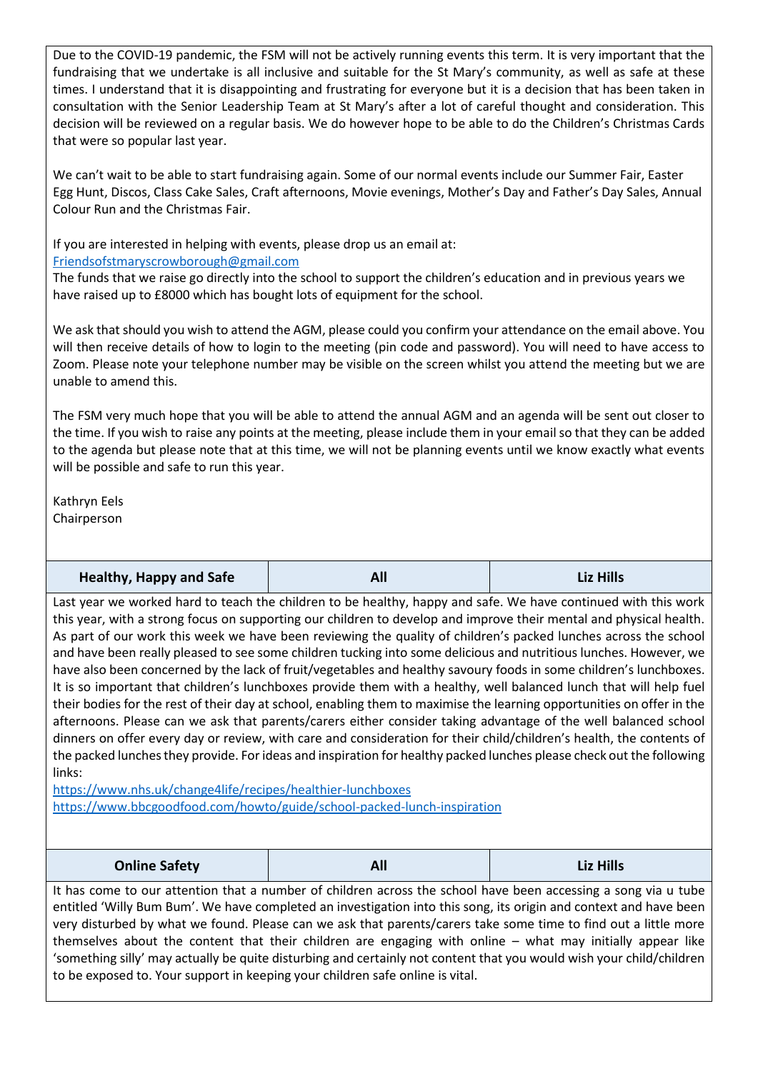Due to the COVID-19 pandemic, the FSM will not be actively running events this term. It is very important that the fundraising that we undertake is all inclusive and suitable for the St Mary's community, as well as safe at these times. I understand that it is disappointing and frustrating for everyone but it is a decision that has been taken in consultation with the Senior Leadership Team at St Mary's after a lot of careful thought and consideration. This decision will be reviewed on a regular basis. We do however hope to be able to do the Children's Christmas Cards that were so popular last year.

We can't wait to be able to start fundraising again. Some of our normal events include our Summer Fair, Easter Egg Hunt, Discos, Class Cake Sales, Craft afternoons, Movie evenings, Mother's Day and Father's Day Sales, Annual Colour Run and the Christmas Fair.

If you are interested in helping with events, please drop us an email at:
[Friendsofstmaryscrowborough@gmail.com](mailto:Friendsofstmaryscrowborough@gmail.com)
The funds that we raise go directly into the school to support the children's education and in previous years we have raised up to £8000 which has bought lots of equipment for the school.

We ask that should you wish to attend the AGM, please could you confirm your attendance on the email above. You will then receive details of how to login to the meeting (pin code and password). You will need to have access to Zoom. Please note your telephone number may be visible on the screen whilst you attend the meeting but we are unable to amend this.

The FSM very much hope that you will be able to attend the annual AGM and an agenda will be sent out closer to the time. If you wish to raise any points at the meeting, please include them in your email so that they can be added to the agenda but please note that at this time, we will not be planning events until we know exactly what events will be possible and safe to run this year.

Kathryn Eels
Chairperson

| Healthy, Happy and Safe | All | Liz Hills |
|---|---|---|

Last year we worked hard to teach the children to be healthy, happy and safe. We have continued with this work this year, with a strong focus on supporting our children to develop and improve their mental and physical health. As part of our work this week we have been reviewing the quality of children's packed lunches across the school and have been really pleased to see some children tucking into some delicious and nutritious lunches. However, we have also been concerned by the lack of fruit/vegetables and healthy savoury foods in some children's lunchboxes. It is so important that children's lunchboxes provide them with a healthy, well balanced lunch that will help fuel their bodies for the rest of their day at school, enabling them to maximise the learning opportunities on offer in the afternoons. Please can we ask that parents/carers either consider taking advantage of the well balanced school dinners on offer every day or review, with care and consideration for their child/children's health, the contents of the packed lunches they provide. For ideas and inspiration for healthy packed lunches please check out the following links:
https://www.nhs.uk/change4life/recipes/healthier-lunchboxes
https://www.bbcgoodfood.com/howto/guide/school-packed-lunch-inspiration

| Online Safety | All | Liz Hills |
|---|---|---|

It has come to our attention that a number of children across the school have been accessing a song via u tube entitled 'Willy Bum Bum'. We have completed an investigation into this song, its origin and context and have been very disturbed by what we found. Please can we ask that parents/carers take some time to find out a little more themselves about the content that their children are engaging with online – what may initially appear like 'something silly' may actually be quite disturbing and certainly not content that you would wish your child/children to be exposed to. Your support in keeping your children safe online is vital.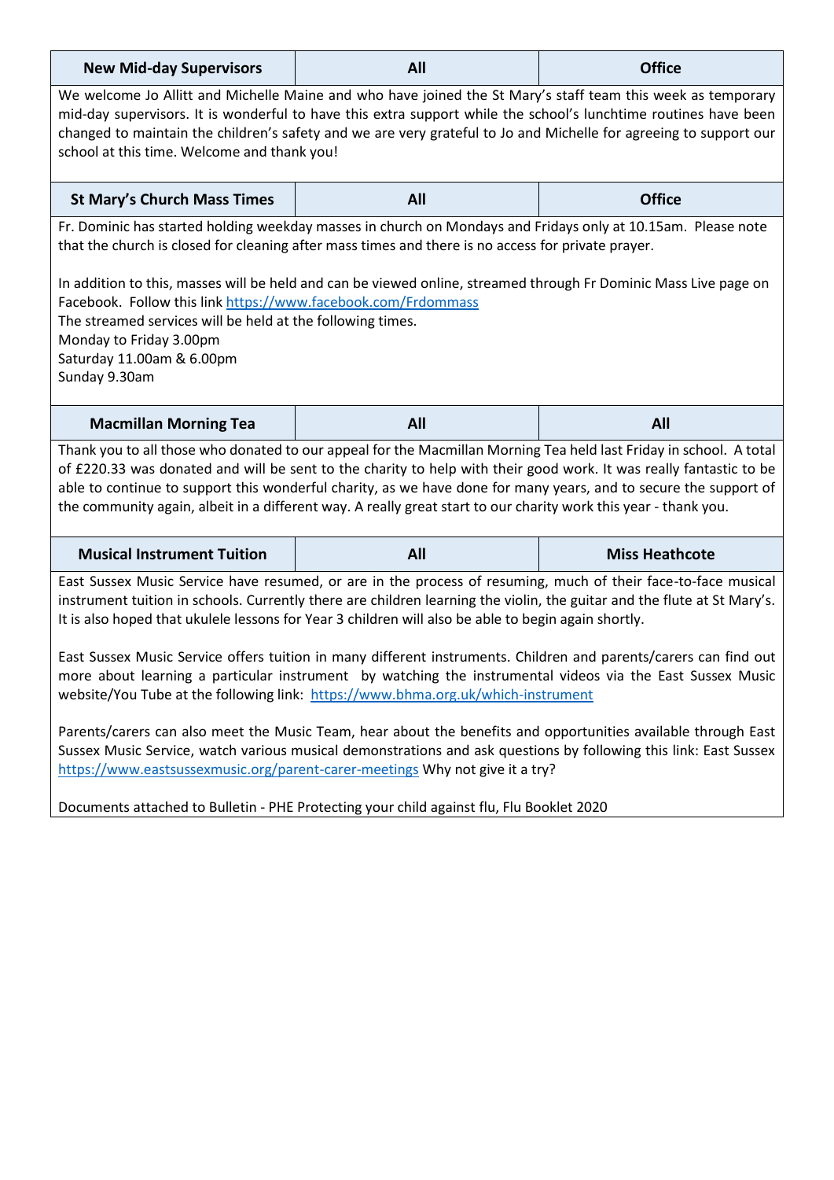| New Mid-day Supervisors | All | Office |
|---|---|---|

We welcome Jo Allitt and Michelle Maine and who have joined the St Mary's staff team this week as temporary mid-day supervisors. It is wonderful to have this extra support while the school's lunchtime routines have been changed to maintain the children's safety and we are very grateful to Jo and Michelle for agreeing to support our school at this time. Welcome and thank you!

| St Mary's Church Mass Times | All | Office |
|---|---|---|

Fr. Dominic has started holding weekday masses in church on Mondays and Fridays only at 10.15am. Please note that the church is closed for cleaning after mass times and there is no access for private prayer.

In addition to this, masses will be held and can be viewed online, streamed through Fr Dominic Mass Live page on Facebook. Follow this link https://www.facebook.com/Frdommass
The streamed services will be held at the following times.
Monday to Friday 3.00pm
Saturday 11.00am & 6.00pm
Sunday 9.30am

| Macmillan Morning Tea | All | All |
|---|---|---|

Thank you to all those who donated to our appeal for the Macmillan Morning Tea held last Friday in school. A total of £220.33 was donated and will be sent to the charity to help with their good work. It was really fantastic to be able to continue to support this wonderful charity, as we have done for many years, and to secure the support of the community again, albeit in a different way. A really great start to our charity work this year - thank you.

| Musical Instrument Tuition | All | Miss Heathcote |
|---|---|---|

East Sussex Music Service have resumed, or are in the process of resuming, much of their face-to-face musical instrument tuition in schools. Currently there are children learning the violin, the guitar and the flute at St Mary's. It is also hoped that ukulele lessons for Year 3 children will also be able to begin again shortly.

East Sussex Music Service offers tuition in many different instruments. Children and parents/carers can find out more about learning a particular instrument by watching the instrumental videos via the East Sussex Music website/You Tube at the following link: https://www.bhma.org.uk/which-instrument

Parents/carers can also meet the Music Team, hear about the benefits and opportunities available through East Sussex Music Service, watch various musical demonstrations and ask questions by following this link: East Sussex https://www.eastsussexmusic.org/parent-carer-meetings Why not give it a try?

Documents attached to Bulletin - PHE Protecting your child against flu, Flu Booklet 2020